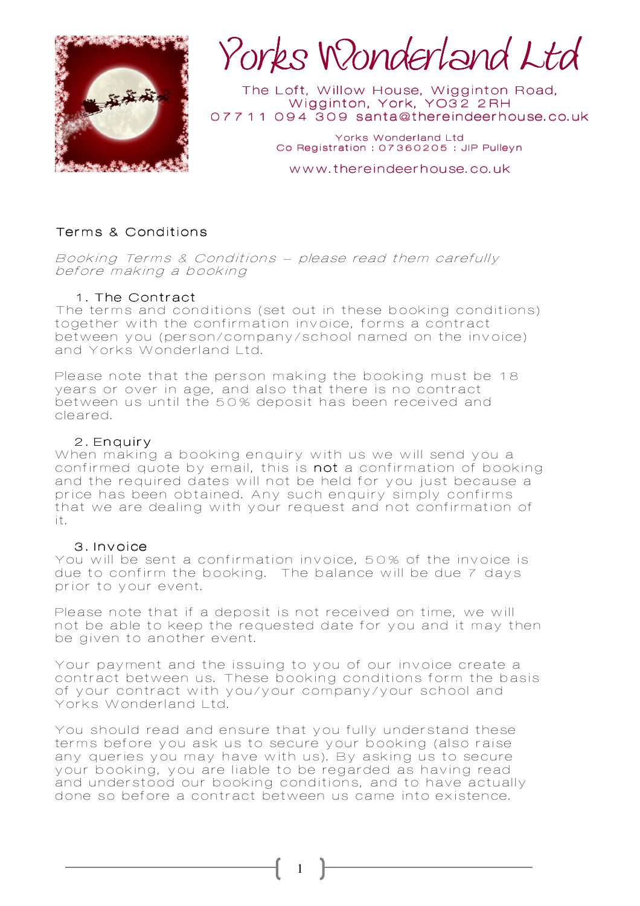# Yorks Wonderland Ltd

The Loft, Willow House, Wigginton Road,
Wigginton, York, YO32 2RH
07711 094 309 santa@thereindeerhouse.co.uk

Yorks Wonderland Ltd
Co Registration : 07360205 : JIP Pulleyn

www.thereindeerhouse.co.uk

## Terms & Conditions

*Booking Terms & Conditions – please read them carefully before making a booking*

### 1. The Contract

The terms and conditions (set out in these booking conditions) together with the confirmation invoice, forms a contract between you (person/company/school named on the invoice) and Yorks Wonderland Ltd.

Please note that the person making the booking must be 18 years or over in age, and also that there is no contract between us until the 50% deposit has been received and cleared.

### 2. Enquiry

When making a booking enquiry with us we will send you a confirmed quote by email, this is **not** a confirmation of booking and the required dates will not be held for you just because a price has been obtained. Any such enquiry simply confirms that we are dealing with your request and not confirmation of it.

### 3. Invoice

You will be sent a confirmation invoice, 50% of the invoice is due to confirm the booking. The balance will be due 7 days prior to your event.

Please note that if a deposit is not received on time, we will not be able to keep the requested date for you and it may then be given to another event.

Your payment and the issuing to you of our invoice create a contract between us. These booking conditions form the basis of your contract with you/your company/your school and Yorks Wonderland Ltd.

You should read and ensure that you fully understand these terms before you ask us to secure your booking (also raise any queries you may have with us). By asking us to secure your booking, you are liable to be regarded as having read and understood our booking conditions, and to have actually done so before a contract between us came into existence.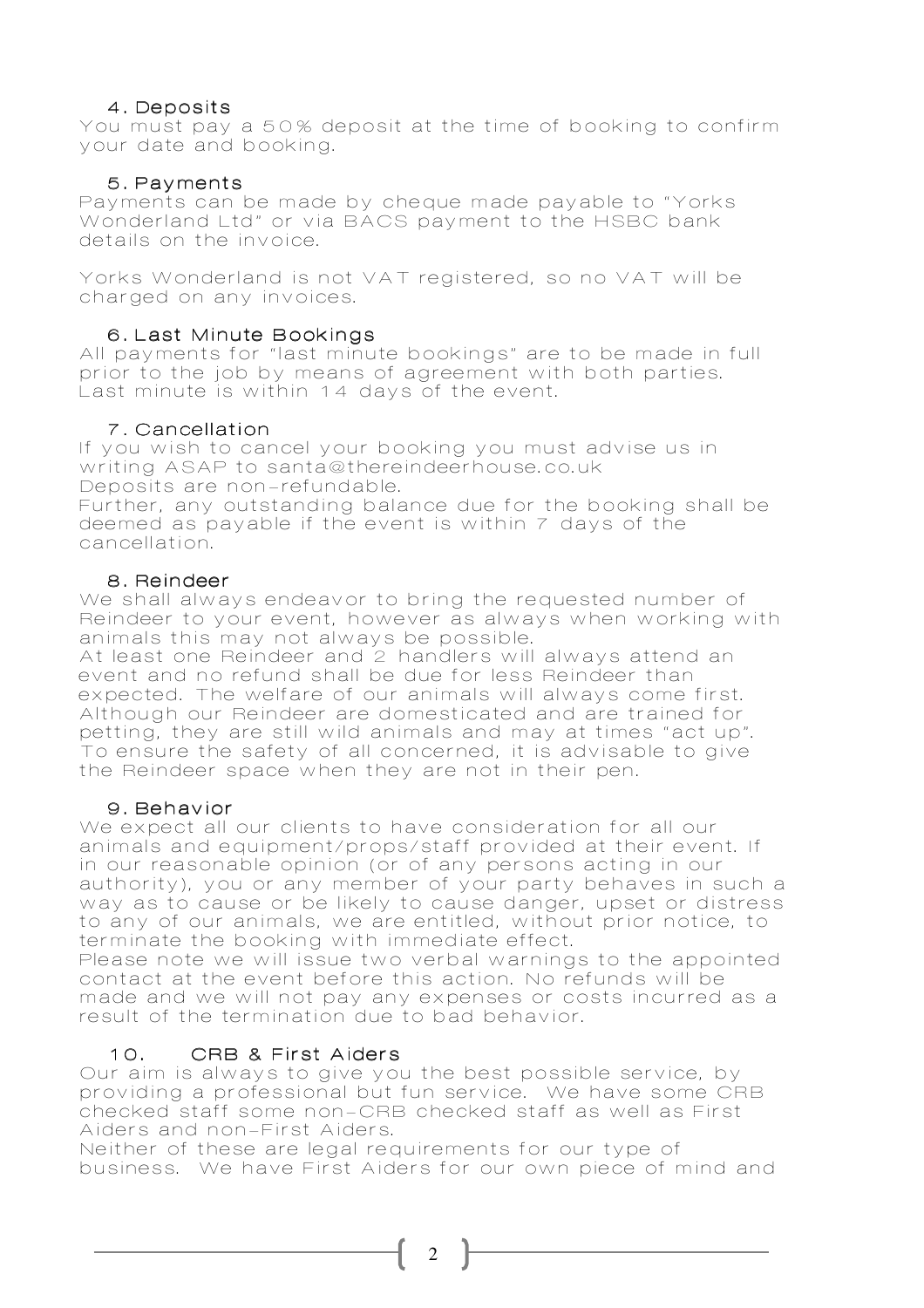### 4. Deposits

You must pay a 50% deposit at the time of booking to confirm your date and booking.

### 5. Payments

Payments can be made by cheque made payable to "Yorks Wonderland Ltd" or via BACS payment to the HSBC bank details on the invoice.

Yorks Wonderland is not VAT registered, so no VAT will be charged on any invoices.

### 6. Last Minute Bookings

All payments for "last minute bookings" are to be made in full prior to the job by means of agreement with both parties. Last minute is within 14 days of the event.

### 7. Cancellation

If you wish to cancel your booking you must advise us in writing ASAP to santa@thereindeerhouse.co.uk
Deposits are non-refundable.
Further, any outstanding balance due for the booking shall be deemed as payable if the event is within 7 days of the cancellation.

### 8. Reindeer

We shall always endeavor to bring the requested number of Reindeer to your event, however as always when working with animals this may not always be possible.
At least one Reindeer and 2 handlers will always attend an event and no refund shall be due for less Reindeer than expected. The welfare of our animals will always come first. Although our Reindeer are domesticated and are trained for petting, they are still wild animals and may at times "act up". To ensure the safety of all concerned, it is advisable to give the Reindeer space when they are not in their pen.

### 9. Behavior

We expect all our clients to have consideration for all our animals and equipment/props/staff provided at their event. If in our reasonable opinion (or of any persons acting in our authority), you or any member of your party behaves in such a way as to cause or be likely to cause danger, upset or distress to any of our animals, we are entitled, without prior notice, to terminate the booking with immediate effect.
Please note we will issue two verbal warnings to the appointed contact at the event before this action. No refunds will be made and we will not pay any expenses or costs incurred as a result of the termination due to bad behavior.

### 10. CRB & First Aiders

Our aim is always to give you the best possible service, by providing a professional but fun service. We have some CRB checked staff some non-CRB checked staff as well as First Aiders and non-First Aiders.
Neither of these are legal requirements for our type of business. We have First Aiders for our own piece of mind and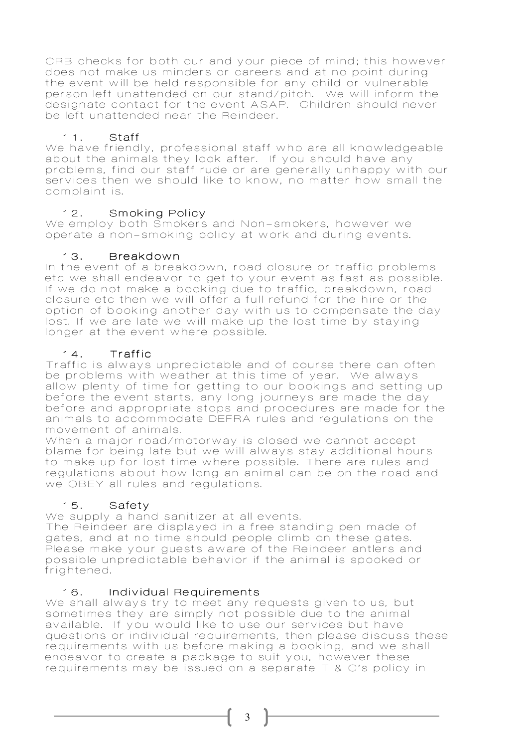CRB checks for both our and your piece of mind; this however does not make us minders or careers and at no point during the event will be held responsible for any child or vulnerable person left unattended on our stand/pitch. We will inform the designate contact for the event ASAP. Children should never be left unattended near the Reindeer.

### 11. Staff

We have friendly, professional staff who are all knowledgeable about the animals they look after. If you should have any problems, find our staff rude or are generally unhappy with our services then we should like to know, no matter how small the complaint is.

### 12. Smoking Policy

We employ both Smokers and Non-smokers, however we operate a non-smoking policy at work and during events.

### 13. Breakdown

In the event of a breakdown, road closure or traffic problems etc we shall endeavor to get to your event as fast as possible. If we do not make a booking due to traffic, breakdown, road closure etc then we will offer a full refund for the hire or the option of booking another day with us to compensate the day lost. If we are late we will make up the lost time by staying longer at the event where possible.

### 14. Traffic

Traffic is always unpredictable and of course there can often be problems with weather at this time of year. We always allow plenty of time for getting to our bookings and setting up before the event starts, any long journeys are made the day before and appropriate stops and procedures are made for the animals to accommodate DEFRA rules and regulations on the movement of animals.

When a major road/motorway is closed we cannot accept blame for being late but we will always stay additional hours to make up for lost time where possible. There are rules and regulations about how long an animal can be on the road and we OBEY all rules and regulations.

### 15. Safety

We supply a hand sanitizer at all events.

The Reindeer are displayed in a free standing pen made of gates, and at no time should people climb on these gates. Please make your guests aware of the Reindeer antlers and possible unpredictable behavior if the animal is spooked or frightened.

### 16. Individual Requirements

We shall always try to meet any requests given to us, but sometimes they are simply not possible due to the animal available. If you would like to use our services but have questions or individual requirements, then please discuss these requirements with us before making a booking, and we shall endeavor to create a package to suit you, however these requirements may be issued on a separate T & C's policy in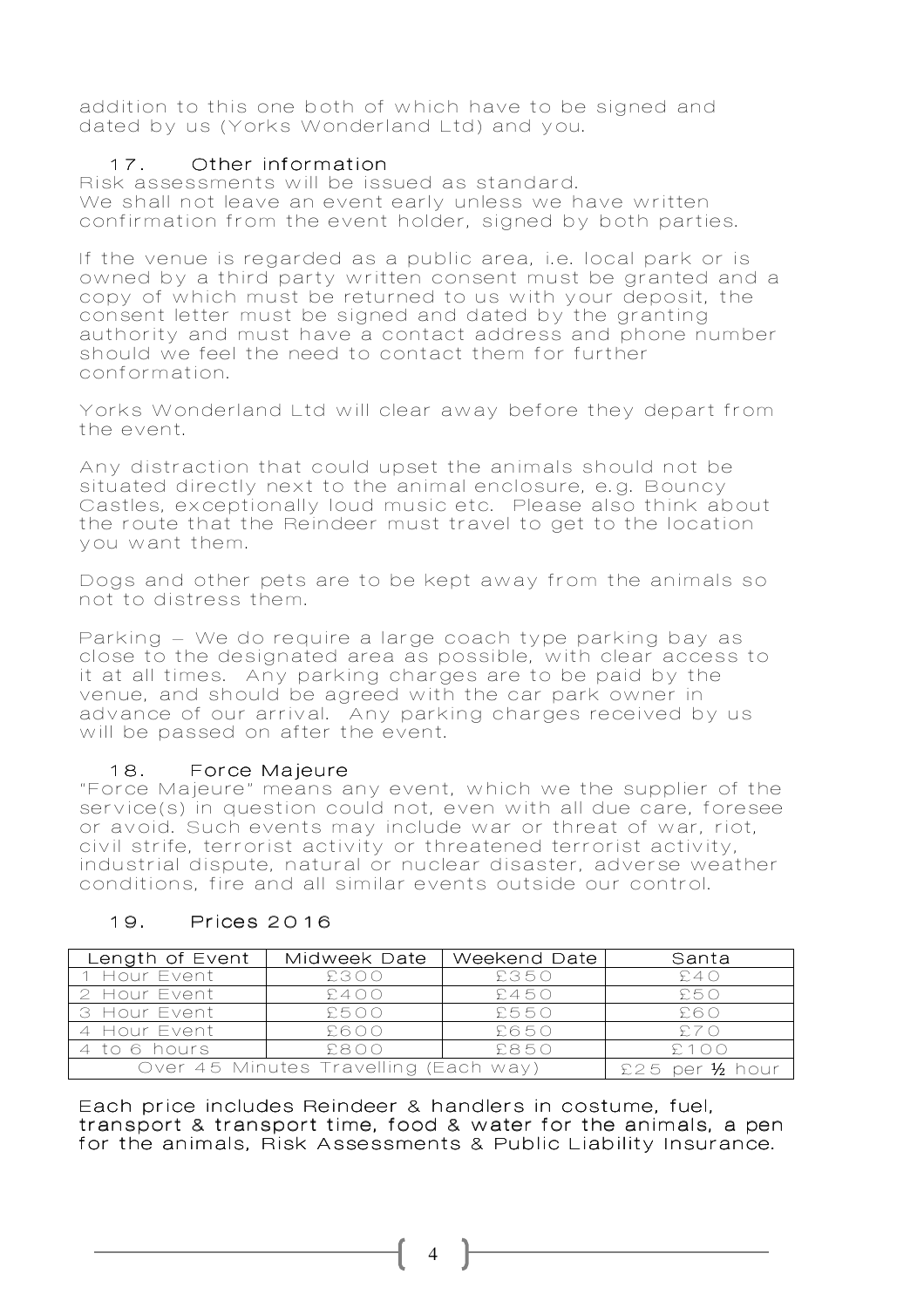addition to this one both of which have to be signed and dated by us (Yorks Wonderland Ltd) and you.

### 17. Other information

Risk assessments will be issued as standard.
We shall not leave an event early unless we have written confirmation from the event holder, signed by both parties.

If the venue is regarded as a public area, i.e. local park or is owned by a third party written consent must be granted and a copy of which must be returned to us with your deposit, the consent letter must be signed and dated by the granting authority and must have a contact address and phone number should we feel the need to contact them for further conformation.

Yorks Wonderland Ltd will clear away before they depart from the event.

Any distraction that could upset the animals should not be situated directly next to the animal enclosure, e.g. Bouncy Castles, exceptionally loud music etc. Please also think about the route that the Reindeer must travel to get to the location you want them.

Dogs and other pets are to be kept away from the animals so not to distress them.

Parking – We do require a large coach type parking bay as close to the designated area as possible, with clear access to it at all times. Any parking charges are to be paid by the venue, and should be agreed with the car park owner in advance of our arrival. Any parking charges received by us will be passed on after the event.

### 18. Force Majeure

"Force Majeure" means any event, which we the supplier of the service(s) in question could not, even with all due care, foresee or avoid. Such events may include war or threat of war, riot, civil strife, terrorist activity or threatened terrorist activity, industrial dispute, natural or nuclear disaster, adverse weather conditions, fire and all similar events outside our control.

### 19. Prices 2016

| Length of Event | Midweek Date | Weekend Date | Santa |
|---|---|---|---|
| 1 Hour Event | £300 | £350 | £40 |
| 2 Hour Event | £400 | £450 | £50 |
| 3 Hour Event | £500 | £550 | £60 |
| 4 Hour Event | £600 | £650 | £70 |
| 4 to 6 hours | £800 | £850 | £100 |
| Over 45 Minutes Travelling (Each way) | | | £25 per ½ hour |

Each price includes Reindeer & handlers in costume, fuel, transport & transport time, food & water for the animals, a pen for the animals, Risk Assessments & Public Liability Insurance.